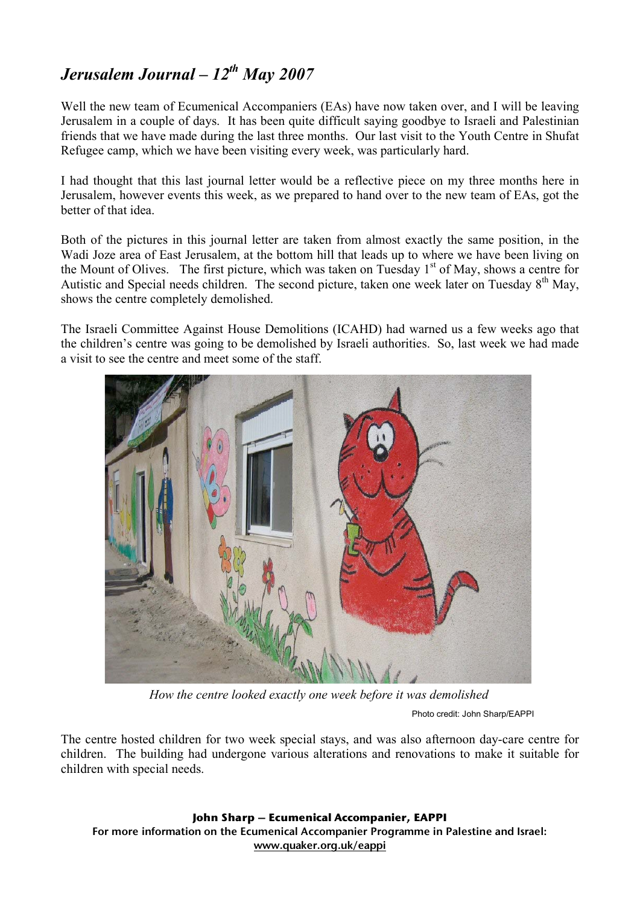# *Jerusalem Journal – 12th May 2007*

Well the new team of Ecumenical Accompaniers (EAs) have now taken over, and I will be leaving Jerusalem in a couple of days. It has been quite difficult saying goodbye to Israeli and Palestinian friends that we have made during the last three months. Our last visit to the Youth Centre in Shufat Refugee camp, which we have been visiting every week, was particularly hard.

I had thought that this last journal letter would be a reflective piece on my three months here in Jerusalem, however events this week, as we prepared to hand over to the new team of EAs, got the better of that idea.

Both of the pictures in this journal letter are taken from almost exactly the same position, in the Wadi Joze area of East Jerusalem, at the bottom hill that leads up to where we have been living on the Mount of Olives. The first picture, which was taken on Tuesday 1st of May, shows a centre for Autistic and Special needs children. The second picture, taken one week later on Tuesday 8th May, shows the centre completely demolished.

The Israeli Committee Against House Demolitions (ICAHD) had warned us a few weeks ago that the children's centre was going to be demolished by Israeli authorities. So, last week we had made a visit to see the centre and meet some of the staff.

*How the centre looked exactly one week before it was demolished*

Photo credit: John Sharp/EAPPI

The centre hosted children for two week special stays, and was also afternoon day-care centre for children. The building had undergone various alterations and renovations to make it suitable for children with special needs.

**John Sharp – Ecumenical Accompanier, EAPPI**
**For more information on the Ecumenical Accompanier Programme in Palestine and Israel:**
**www.quaker.org.uk/eappi**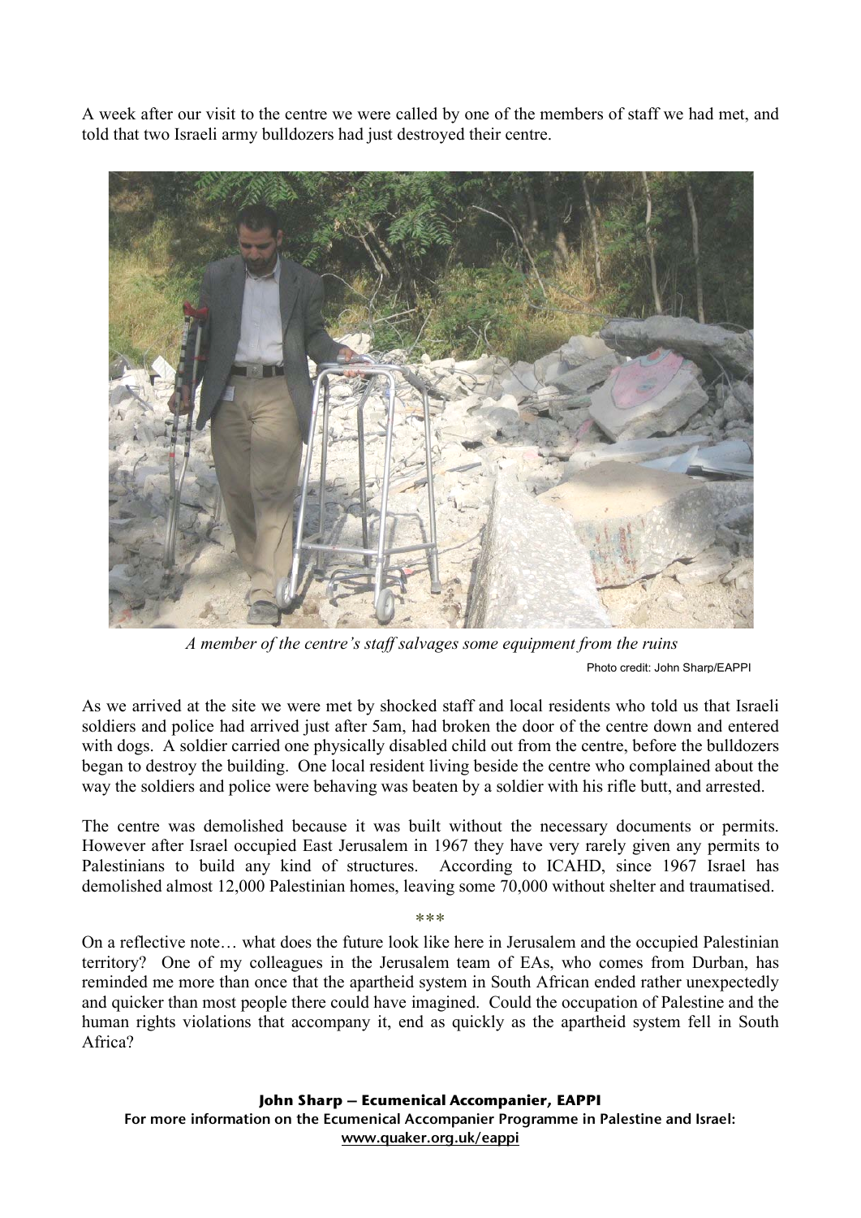A week after our visit to the centre we were called by one of the members of staff we had met, and told that two Israeli army bulldozers had just destroyed their centre.

*A member of the centre's staff salvages some equipment from the ruins*

Photo credit: John Sharp/EAPPI

As we arrived at the site we were met by shocked staff and local residents who told us that Israeli soldiers and police had arrived just after 5am, had broken the door of the centre down and entered with dogs. A soldier carried one physically disabled child out from the centre, before the bulldozers began to destroy the building. One local resident living beside the centre who complained about the way the soldiers and police were behaving was beaten by a soldier with his rifle butt, and arrested.

The centre was demolished because it was built without the necessary documents or permits. However after Israel occupied East Jerusalem in 1967 they have very rarely given any permits to Palestinians to build any kind of structures. According to ICAHD, since 1967 Israel has demolished almost 12,000 Palestinian homes, leaving some 70,000 without shelter and traumatised.

***

On a reflective note… what does the future look like here in Jerusalem and the occupied Palestinian territory? One of my colleagues in the Jerusalem team of EAs, who comes from Durban, has reminded me more than once that the apartheid system in South African ended rather unexpectedly and quicker than most people there could have imagined. Could the occupation of Palestine and the human rights violations that accompany it, end as quickly as the apartheid system fell in South Africa?

**John Sharp – Ecumenical Accompanier, EAPPI**
**For more information on the Ecumenical Accompanier Programme in Palestine and Israel:**
**www.quaker.org.uk/eappi**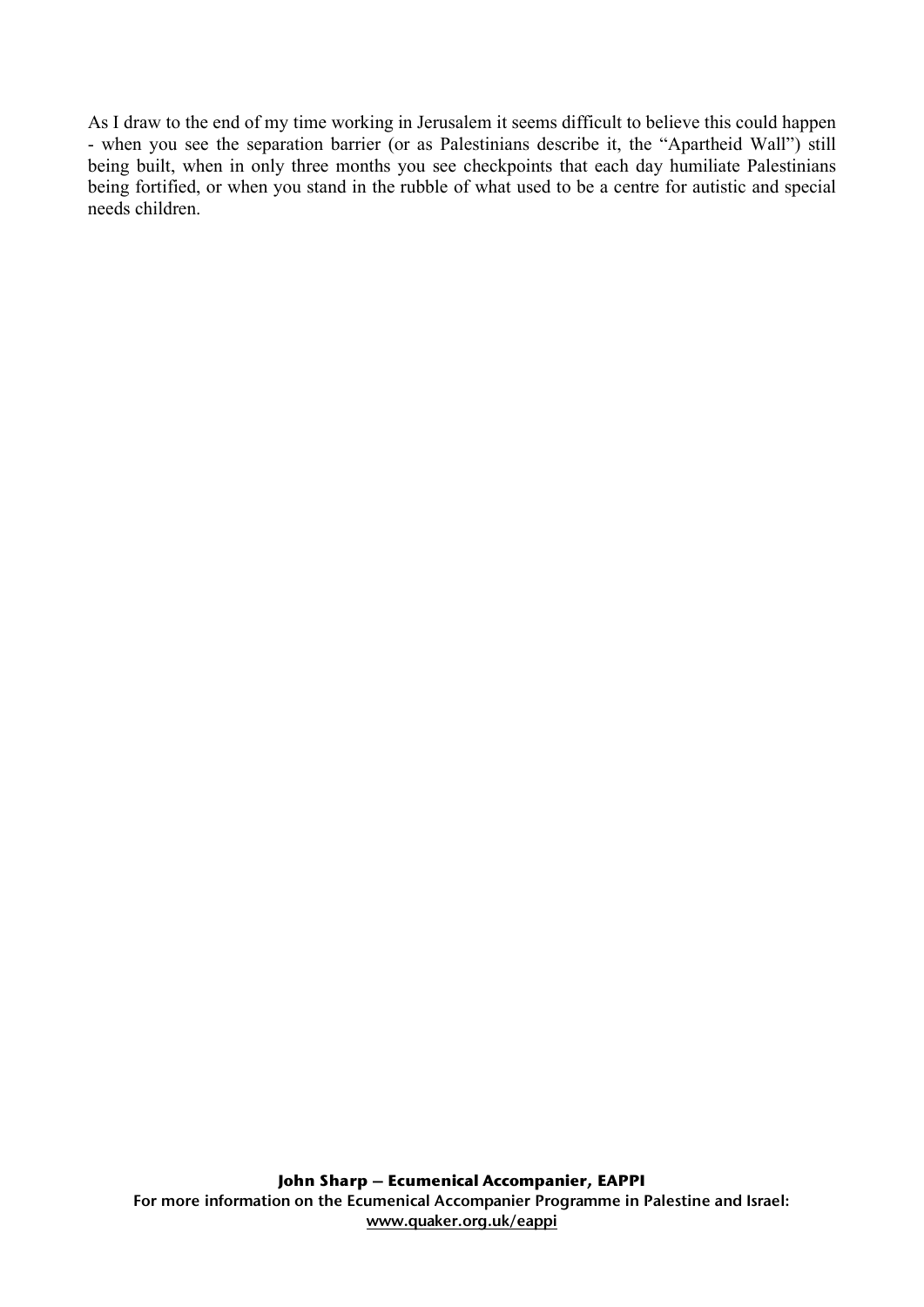As I draw to the end of my time working in Jerusalem it seems difficult to believe this could happen - when you see the separation barrier (or as Palestinians describe it, the "Apartheid Wall") still being built, when in only three months you see checkpoints that each day humiliate Palestinians being fortified, or when you stand in the rubble of what used to be a centre for autistic and special needs children.

**John Sharp – Ecumenical Accompanier, EAPPI**

**For more information on the Ecumenical Accompanier Programme in Palestine and Israel:**
**www.quaker.org.uk/eappi**